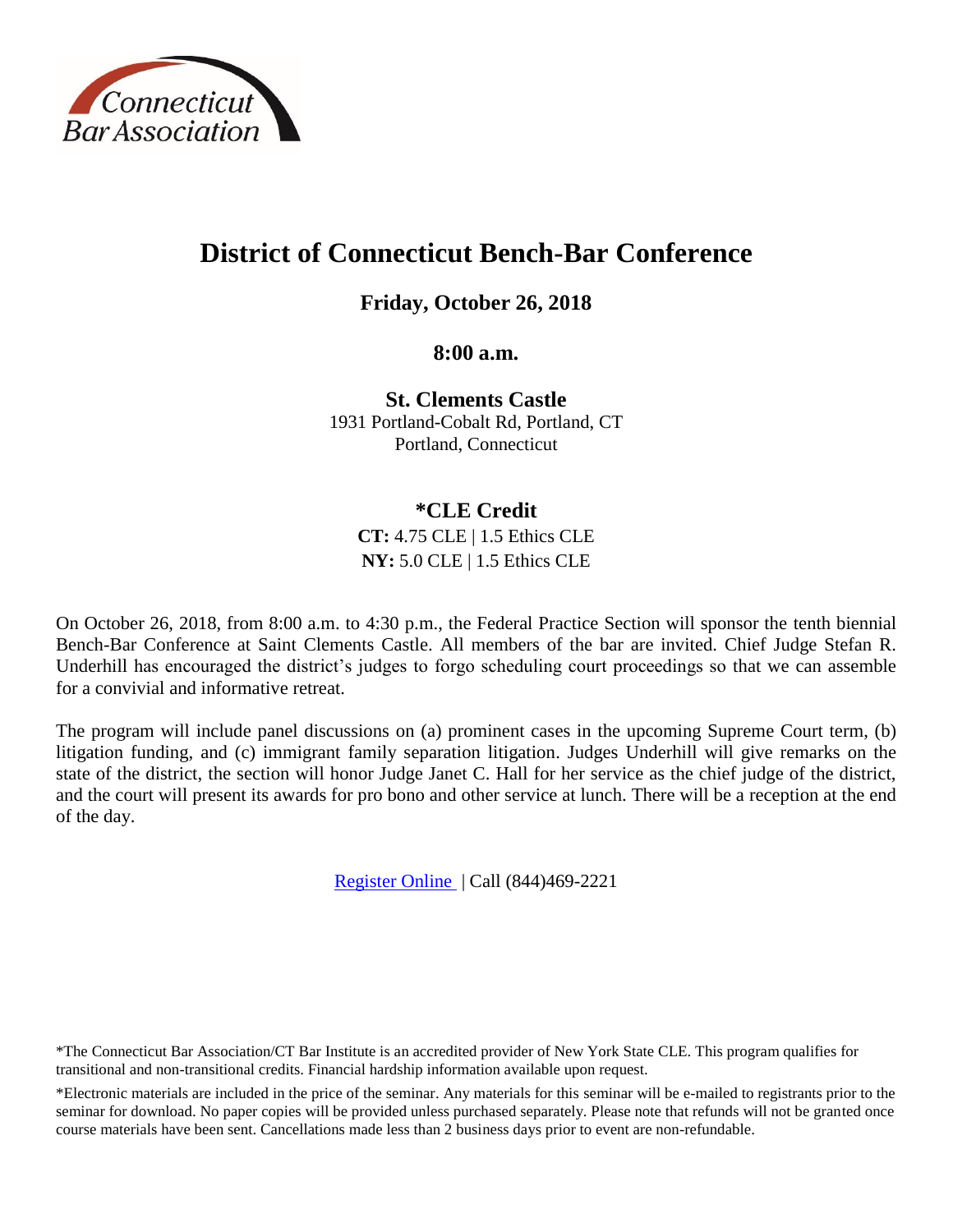Connecticut Bar Association

# District of Connecticut Bench-Bar Conference

**Friday, October 26, 2018**

**8:00 a.m.**

**St. Clements Castle**
1931 Portland-Cobalt Rd, Portland, CT
Portland, Connecticut

## *CLE Credit

**CT:** 4.75 CLE | 1.5 Ethics CLE
**NY:** 5.0 CLE | 1.5 Ethics CLE

On October 26, 2018, from 8:00 a.m. to 4:30 p.m., the Federal Practice Section will sponsor the tenth biennial Bench-Bar Conference at Saint Clements Castle. All members of the bar are invited. Chief Judge Stefan R. Underhill has encouraged the district's judges to forgo scheduling court proceedings so that we can assemble for a convivial and informative retreat.

The program will include panel discussions on (a) prominent cases in the upcoming Supreme Court term, (b) litigation funding, and (c) immigrant family separation litigation. Judges Underhill will give remarks on the state of the district, the section will honor Judge Janet C. Hall for her service as the chief judge of the district, and the court will present its awards for pro bono and other service at lunch. There will be a reception at the end of the day.

Register Online | Call (844)469-2221

*The Connecticut Bar Association/CT Bar Institute is an accredited provider of New York State CLE. This program qualifies for transitional and non-transitional credits. Financial hardship information available upon request.

*Electronic materials are included in the price of the seminar. Any materials for this seminar will be e-mailed to registrants prior to the seminar for download. No paper copies will be provided unless purchased separately. Please note that refunds will not be granted once course materials have been sent. Cancellations made less than 2 business days prior to event are non-refundable.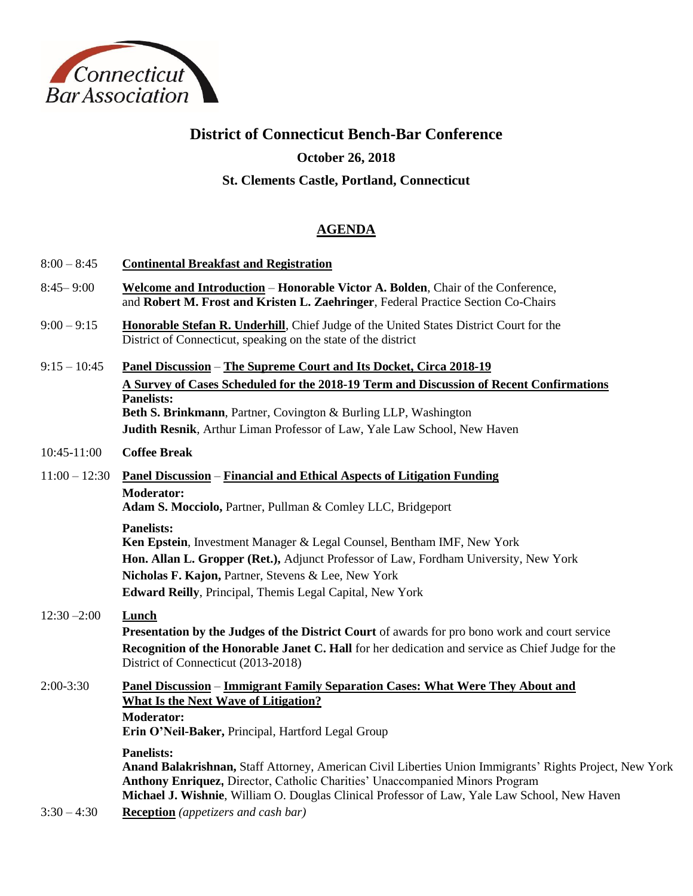Connecticut Bar Association

# District of Connecticut Bench-Bar Conference

**October 26, 2018**

**St. Clements Castle, Portland, Connecticut**

## AGENDA

8:00 – 8:45 **Continental Breakfast and Registration**

8:45– 9:00 **Welcome and Introduction** – **Honorable Victor A. Bolden**, Chair of the Conference, and **Robert M. Frost and Kristen L. Zaehringer**, Federal Practice Section Co-Chairs

9:00 – 9:15 **Honorable Stefan R. Underhill**, Chief Judge of the United States District Court for the District of Connecticut, speaking on the state of the district

9:15 – 10:45 **Panel Discussion** – **The Supreme Court and Its Docket, Circa 2018-19**
**A Survey of Cases Scheduled for the 2018-19 Term and Discussion of Recent Confirmations**
**Panelists:**
**Beth S. Brinkmann**, Partner, Covington & Burling LLP, Washington
**Judith Resnik**, Arthur Liman Professor of Law, Yale Law School, New Haven

10:45-11:00 **Coffee Break**

11:00 – 12:30 **Panel Discussion** – **Financial and Ethical Aspects of Litigation Funding**
**Moderator:**
**Adam S. Mocciolo,** Partner, Pullman & Comley LLC, Bridgeport

**Panelists:**
**Ken Epstein**, Investment Manager & Legal Counsel, Bentham IMF, New York
**Hon. Allan L. Gropper (Ret.),** Adjunct Professor of Law, Fordham University, New York
**Nicholas F. Kajon,** Partner, Stevens & Lee, New York
**Edward Reilly**, Principal, Themis Legal Capital, New York

12:30 –2:00 **Lunch**
**Presentation by the Judges of the District Court** of awards for pro bono work and court service
**Recognition of the Honorable Janet C. Hall** for her dedication and service as Chief Judge for the District of Connecticut (2013-2018)

2:00-3:30 **Panel Discussion** – **Immigrant Family Separation Cases: What Were They About and What Is the Next Wave of Litigation?**
**Moderator:**
**Erin O'Neil-Baker,** Principal, Hartford Legal Group

**Panelists:**
**Anand Balakrishnan,** Staff Attorney, American Civil Liberties Union Immigrants' Rights Project, New York
**Anthony Enriquez,** Director, Catholic Charities' Unaccompanied Minors Program
**Michael J. Wishnie**, William O. Douglas Clinical Professor of Law, Yale Law School, New Haven

3:30 – 4:30 **Reception** *(appetizers and cash bar)*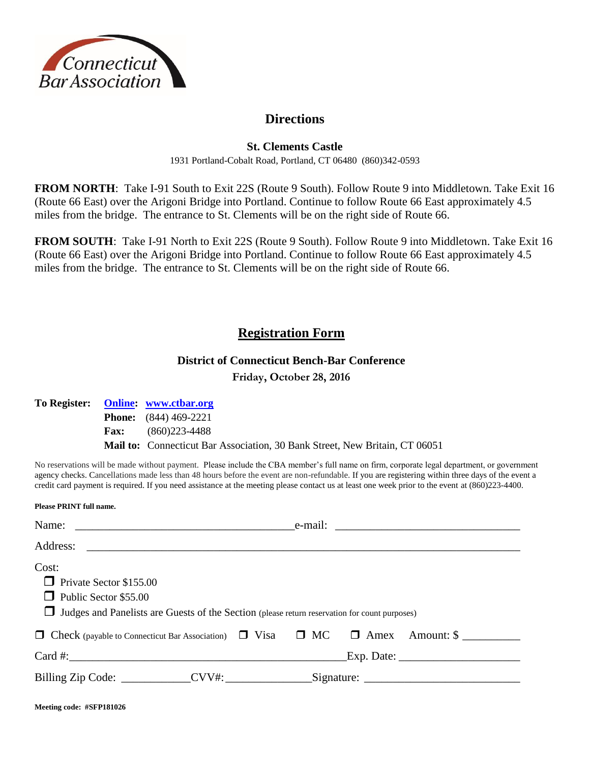Connecticut Bar Association

## Directions

**St. Clements Castle**

1931 Portland-Cobalt Road, Portland, CT 06480 (860)342-0593

**FROM NORTH**: Take I-91 South to Exit 22S (Route 9 South). Follow Route 9 into Middletown. Take Exit 16 (Route 66 East) over the Arigoni Bridge into Portland. Continue to follow Route 66 East approximately 4.5 miles from the bridge. The entrance to St. Clements will be on the right side of Route 66.

**FROM SOUTH**: Take I-91 North to Exit 22S (Route 9 South). Follow Route 9 into Middletown. Take Exit 16 (Route 66 East) over the Arigoni Bridge into Portland. Continue to follow Route 66 East approximately 4.5 miles from the bridge. The entrance to St. Clements will be on the right side of Route 66.

## Registration Form

**District of Connecticut Bench-Bar Conference**

**Friday, October 28, 2016**

**To Register:**
- **Online: www.ctbar.org**
- **Phone:** (844) 469-2221
- **Fax:** (860)223-4488
- **Mail to:** Connecticut Bar Association, 30 Bank Street, New Britain, CT 06051

No reservations will be made without payment. Please include the CBA member's full name on firm, corporate legal department, or government agency checks. Cancellations made less than 48 hours before the event are non-refundable. If you are registering within three days of the event a credit card payment is required. If you need assistance at the meeting please contact us at least one week prior to the event at (860)223-4400.

**Please PRINT full name.**

Name: ______________________________________ e-mail: ______________________________

Address: ____________________________________________________________________________

Cost:

- ☐ Private Sector $155.00
- ☐ Public Sector $55.00
- ☐ Judges and Panelists are Guests of the Section (please return reservation for count purposes)

☐ Check (payable to Connecticut Bar Association) ☐ Visa ☐ MC ☐ Amex Amount: $ _________

Card #: _______________________________________________ Exp. Date: ____________________

Billing Zip Code: ___________ CVV#: ______________ Signature: __________________________

**Meeting code: #SFP181026**